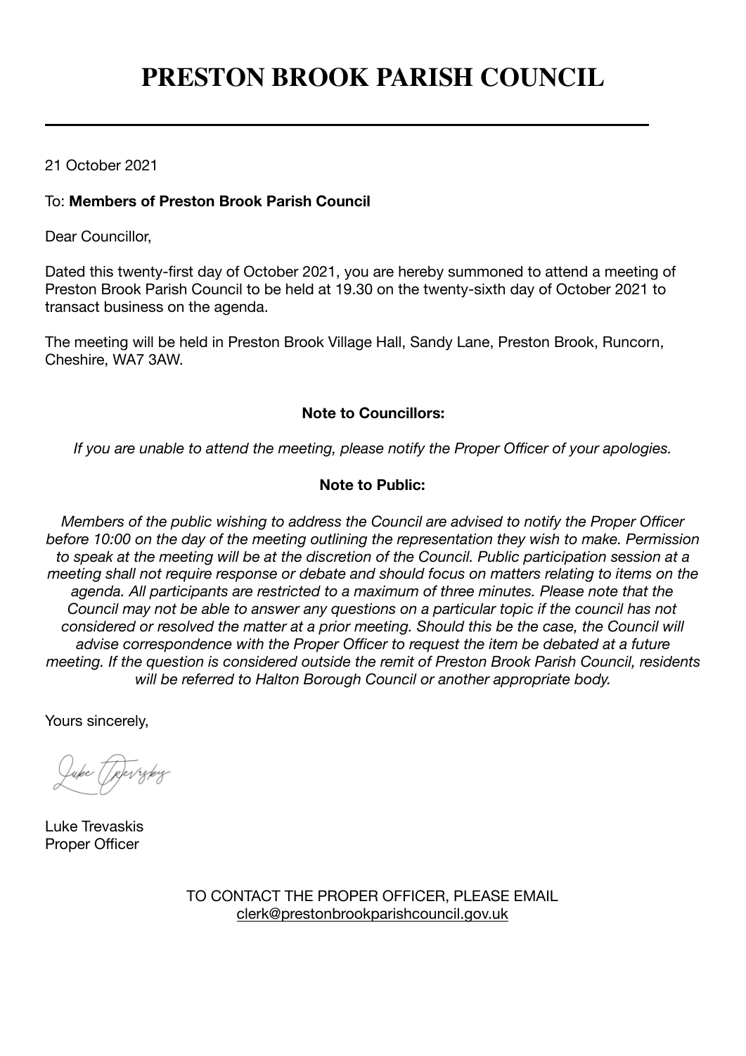# PRESTON BROOK PARISH COUNCIL

---

21 October 2021

To: **Members of Preston Brook Parish Council**

Dear Councillor,

Dated this twenty-first day of October 2021, you are hereby summoned to attend a meeting of Preston Brook Parish Council to be held at 19.30 on the twenty-sixth day of October 2021 to transact business on the agenda.

The meeting will be held in Preston Brook Village Hall, Sandy Lane, Preston Brook, Runcorn, Cheshire, WA7 3AW.

**Note to Councillors:**

*If you are unable to attend the meeting, please notify the Proper Officer of your apologies.*

**Note to Public:**

*Members of the public wishing to address the Council are advised to notify the Proper Officer before 10:00 on the day of the meeting outlining the representation they wish to make. Permission to speak at the meeting will be at the discretion of the Council. Public participation session at a meeting shall not require response or debate and should focus on matters relating to items on the agenda. All participants are restricted to a maximum of three minutes. Please note that the Council may not be able to answer any questions on a particular topic if the council has not considered or resolved the matter at a prior meeting. Should this be the case, the Council will advise correspondence with the Proper Officer to request the item be debated at a future meeting. If the question is considered outside the remit of Preston Brook Parish Council, residents will be referred to Halton Borough Council or another appropriate body.*

Yours sincerely,

Luke Trevaskis
Proper Officer

TO CONTACT THE PROPER OFFICER, PLEASE EMAIL
clerk@prestonbrookparishcouncil.gov.uk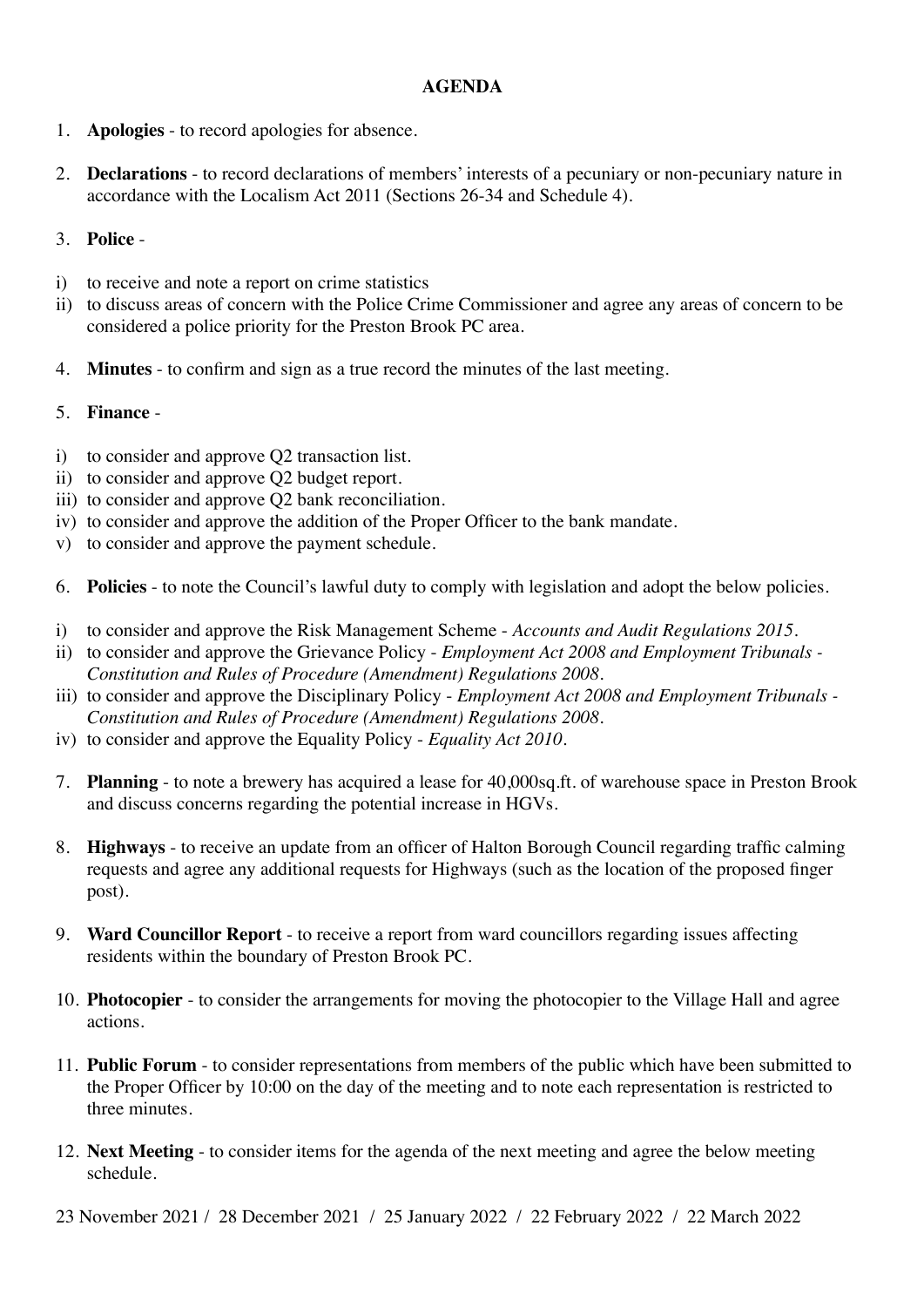**AGENDA**

1. **Apologies** - to record apologies for absence.

2. **Declarations** - to record declarations of members' interests of a pecuniary or non-pecuniary nature in accordance with the Localism Act 2011 (Sections 26-34 and Schedule 4).

3. **Police** -

i) to receive and note a report on crime statistics
ii) to discuss areas of concern with the Police Crime Commissioner and agree any areas of concern to be considered a police priority for the Preston Brook PC area.

4. **Minutes** - to confirm and sign as a true record the minutes of the last meeting.

5. **Finance** -

i) to consider and approve Q2 transaction list.
ii) to consider and approve Q2 budget report.
iii) to consider and approve Q2 bank reconciliation.
iv) to consider and approve the addition of the Proper Officer to the bank mandate.
v) to consider and approve the payment schedule.

6. **Policies** - to note the Council's lawful duty to comply with legislation and adopt the below policies.

i) to consider and approve the Risk Management Scheme - *Accounts and Audit Regulations 2015*.
ii) to consider and approve the Grievance Policy - *Employment Act 2008 and Employment Tribunals - Constitution and Rules of Procedure (Amendment) Regulations 2008*.
iii) to consider and approve the Disciplinary Policy - *Employment Act 2008 and Employment Tribunals - Constitution and Rules of Procedure (Amendment) Regulations 2008*.
iv) to consider and approve the Equality Policy - *Equality Act 2010*.

7. **Planning** - to note a brewery has acquired a lease for 40,000sq.ft. of warehouse space in Preston Brook and discuss concerns regarding the potential increase in HGVs.

8. **Highways** - to receive an update from an officer of Halton Borough Council regarding traffic calming requests and agree any additional requests for Highways (such as the location of the proposed finger post).

9. **Ward Councillor Report** - to receive a report from ward councillors regarding issues affecting residents within the boundary of Preston Brook PC.

10. **Photocopier** - to consider the arrangements for moving the photocopier to the Village Hall and agree actions.

11. **Public Forum** - to consider representations from members of the public which have been submitted to the Proper Officer by 10:00 on the day of the meeting and to note each representation is restricted to three minutes.

12. **Next Meeting** - to consider items for the agenda of the next meeting and agree the below meeting schedule.

23 November 2021 / 28 December 2021 / 25 January 2022 / 22 February 2022 / 22 March 2022